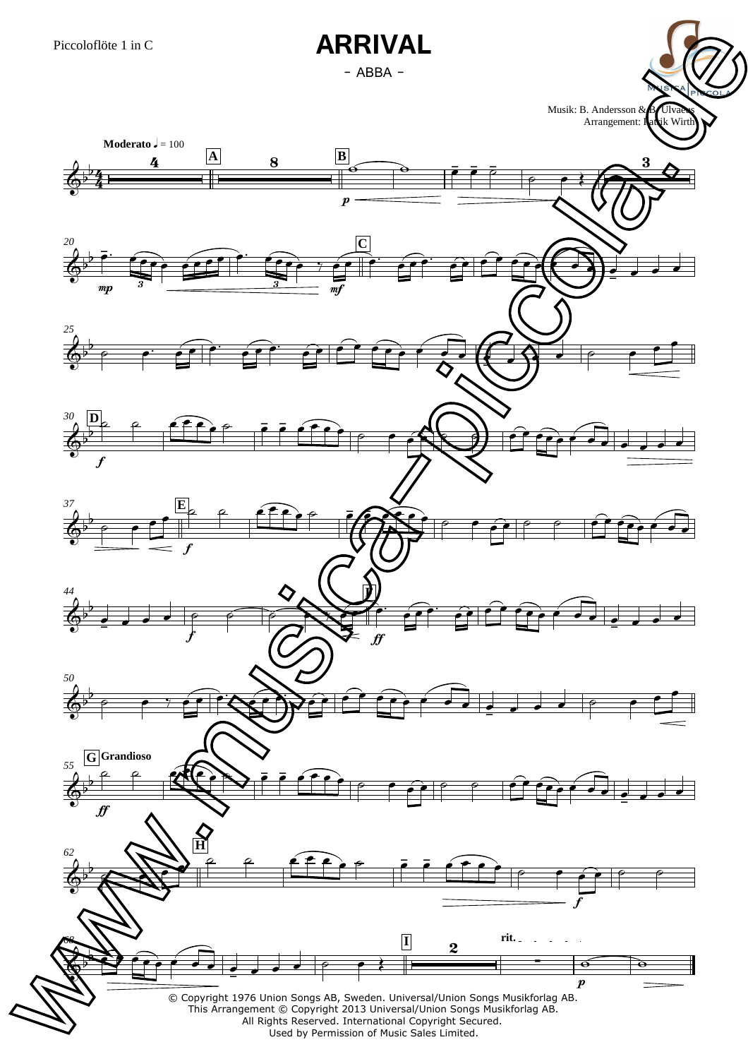Piccoloflöte 1 in C

# ARRIVAL

- ABBA -

Musik: B. Andersson & B. Ulvaeus
Arrangement: Patrik Wirth

**Moderato** ♩ = 100

**Grandioso**

rit.

© Copyright 1976 Union Songs AB, Sweden. Universal/Union Songs Musikforlag AB.
This Arrangement © Copyright 2013 Universal/Union Songs Musikforlag AB.
All Rights Reserved. International Copyright Secured.
Used by Permission of Music Sales Limited.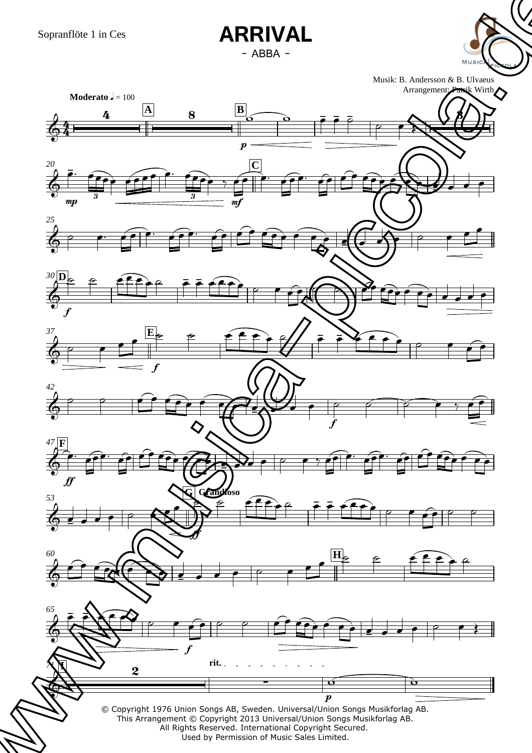Sopranflöte 1 in Ces

# ARRIVAL

- ABBA -

Musik: B. Andersson & B. Ulvaeus
Arrangement: Patrik Wirth

**Moderato** ♩ = 100

rit.

© Copyright 1976 Union Songs AB, Sweden. Universal/Union Songs Musikforlag AB.
This Arrangement © Copyright 2013 Universal/Union Songs Musikforlag AB.
All Rights Reserved. International Copyright Secured.
Used by Permission of Music Sales Limited.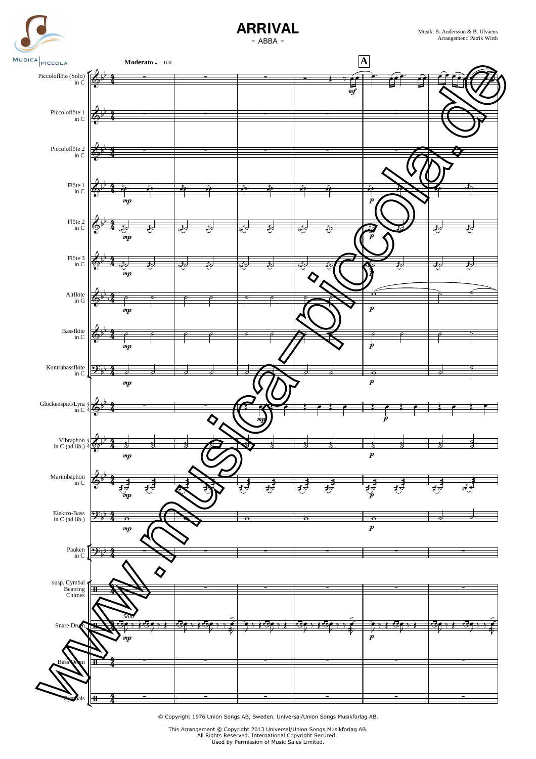# ARRIVAL

- ABBA -

Musik: B. Andersson & B. Ulvaeus
Arrangement: Patrik Wirth

Moderato ♩ = 100

Piccoloflöte (Solo) in C
Piccoloflöte 1 in C
Piccoloflöte 2 in C
Flöte 1 in C
Flöte 2 in C
Flöte 3 in C
Altflöte in G
Bassflöte in C
Kontrabassflöte in C
Glockenspiel/Lyra in C
Vibraphon in C (ad lib.)
Marimbaphon in C
Elektro-Bass in C (ad lib.)
Pauken in C
susp. Cymbal Beatring Chimes
Snare Drum
Bass Drum
Cymbals

© Copyright 1976 Union Songs AB, Sweden. Universal/Union Songs Musikforlag AB.

This Arrangement © Copyright 2013 Universal/Union Songs Musikforlag AB.
All Rights Reserved. International Copyright Secured.
Used by Permission of Music Sales Limited.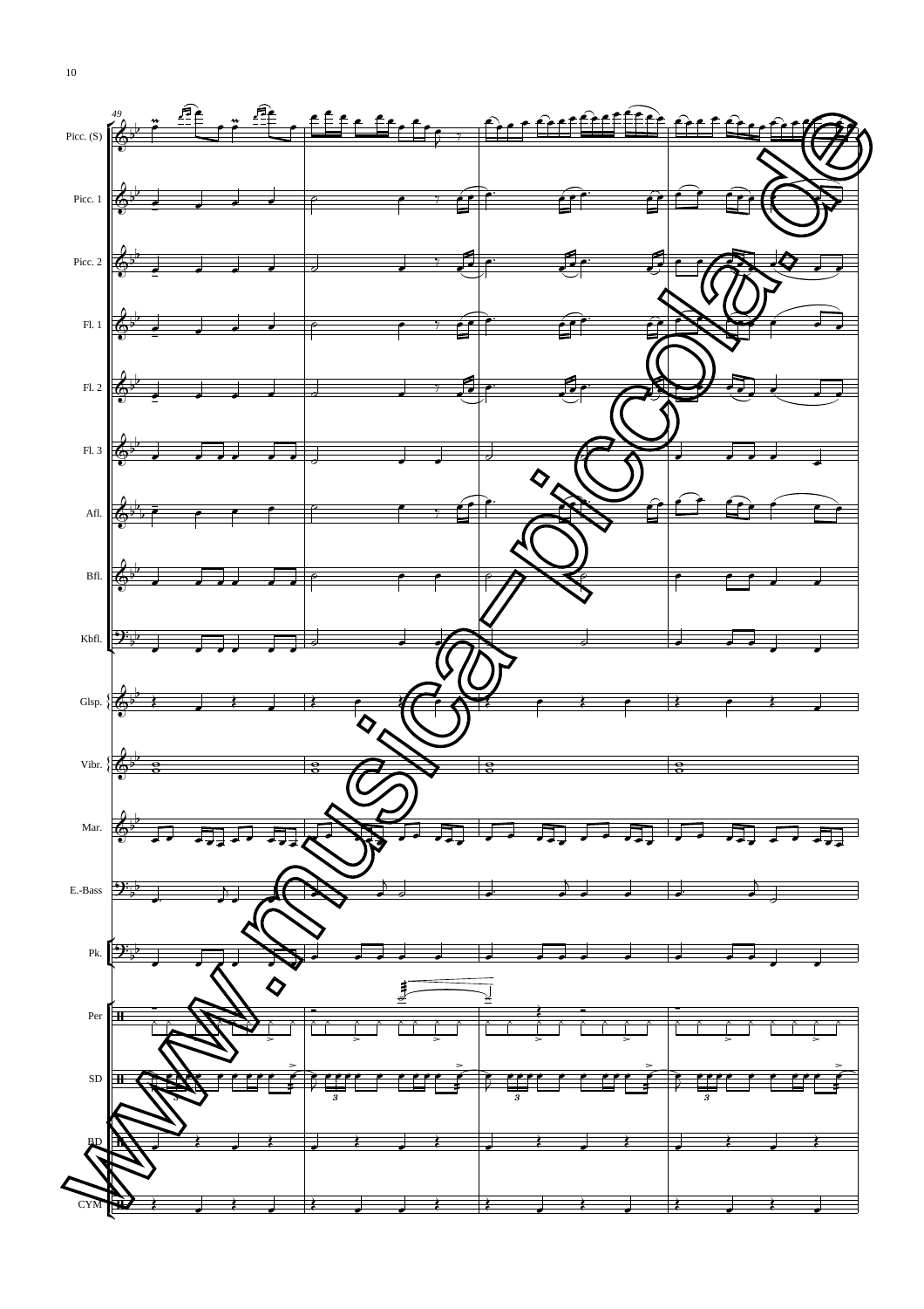Picc. (S)

Picc. 1

Picc. 2

Fl. 1

Fl. 2

Fl. 3

Afl.

Bfl.

Kbfl.

Glsp.

Vibr.

Mar.

E.-Bass

Pk.

Per

SD

BD

CYM

www.musica-piccola.de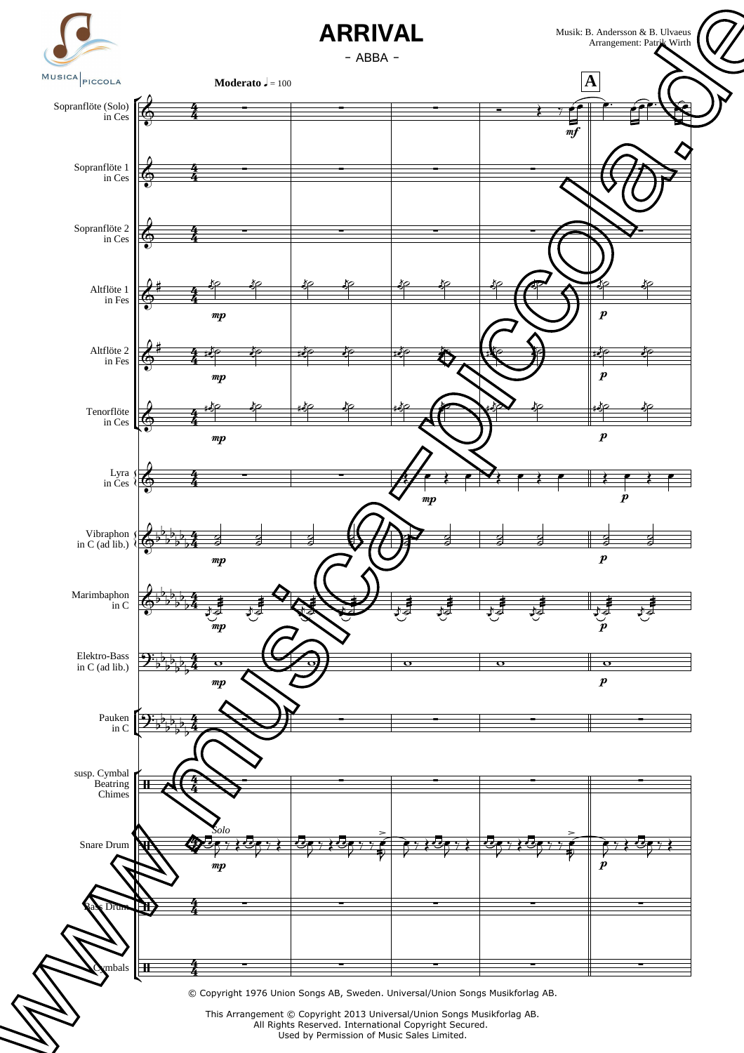# ARRIVAL

- ABBA -

Musik: B. Andersson & B. Ulvaeus
Arrangement: Patrik Wirth

Moderato ♩ = 100

Sopranflöte (Solo) in Ces

Sopranflöte 1 in Ces

Sopranflöte 2 in Ces

Altflöte 1 in Fes

Altflöte 2 in Fes

Tenorflöte in Ces

Lyra in Ces

Vibraphon in C (ad lib.)

Marimbaphon in C

Elektro-Bass in C (ad lib.)

Pauken in C

susp. Cymbal
Beatring
Chimes

Snare Drum

Bass Drum

Cymbals

© Copyright 1976 Union Songs AB, Sweden. Universal/Union Songs Musikforlag AB.

This Arrangement © Copyright 2013 Universal/Union Songs Musikforlag AB.
All Rights Reserved. International Copyright Secured.
Used by Permission of Music Sales Limited.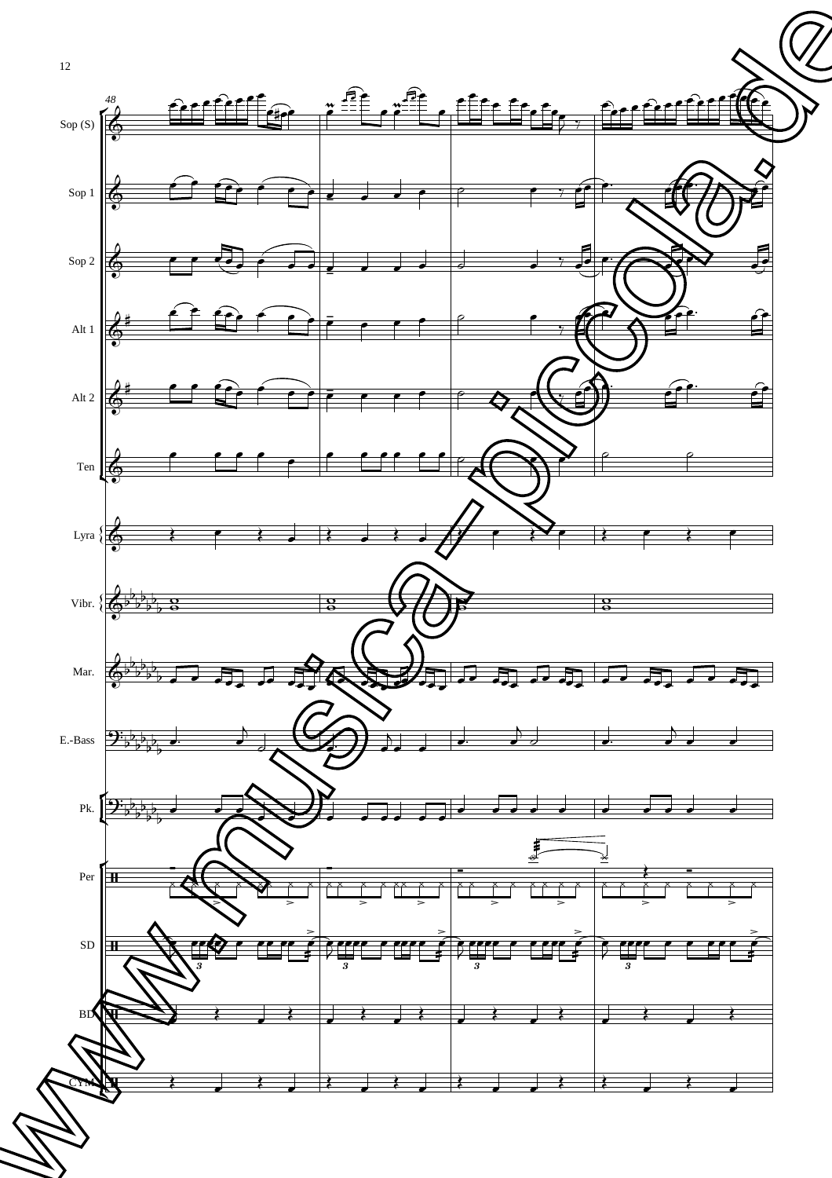Sop (S)

Sop 1

Sop 2

Alt 1

Alt 2

Ten

Lyra

Vibr.

Mar.

E.-Bass

Pk.

Per

SD

BD

CYM